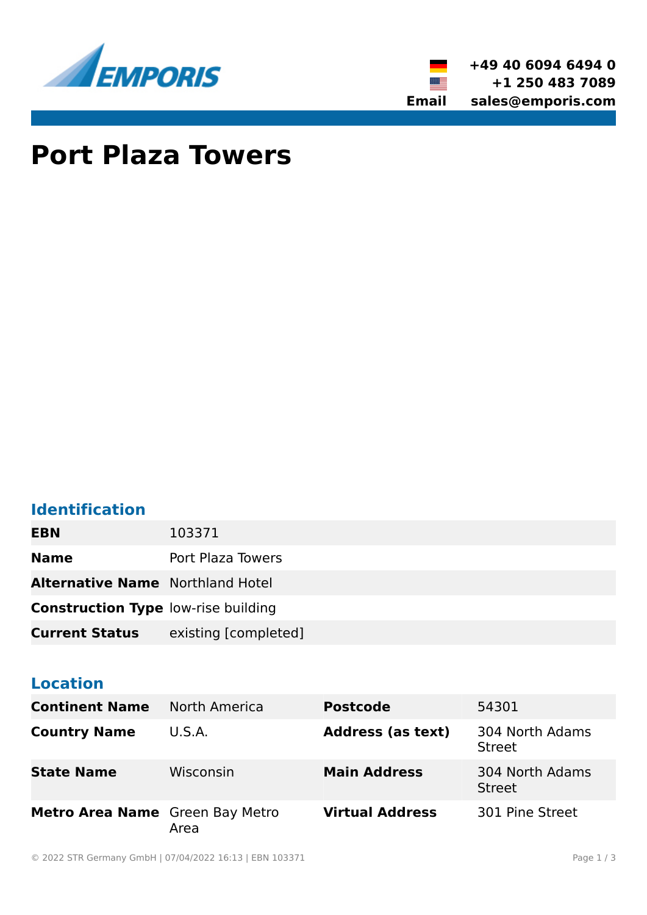EMPORIS

+49 40 6094 6494 0
+1 250 483 7089
**Email** sales@emporis.com

# Port Plaza Towers

## Identification

| | |
|---|---|
| **EBN** | 103371 |
| **Name** | Port Plaza Towers |
| **Alternative Name** | Northland Hotel |
| **Construction Type** | low-rise building |
| **Current Status** | existing [completed] |

## Location

| | | | |
|---|---|---|---|
| **Continent Name** | North America | **Postcode** | 54301 |
| **Country Name** | U.S.A. | **Address (as text)** | 304 North Adams Street |
| **State Name** | Wisconsin | **Main Address** | 304 North Adams Street |
| **Metro Area Name** | Green Bay Metro Area | **Virtual Address** | 301 Pine Street |

© 2022 STR Germany GmbH | 07/04/2022 16:13 | EBN 103371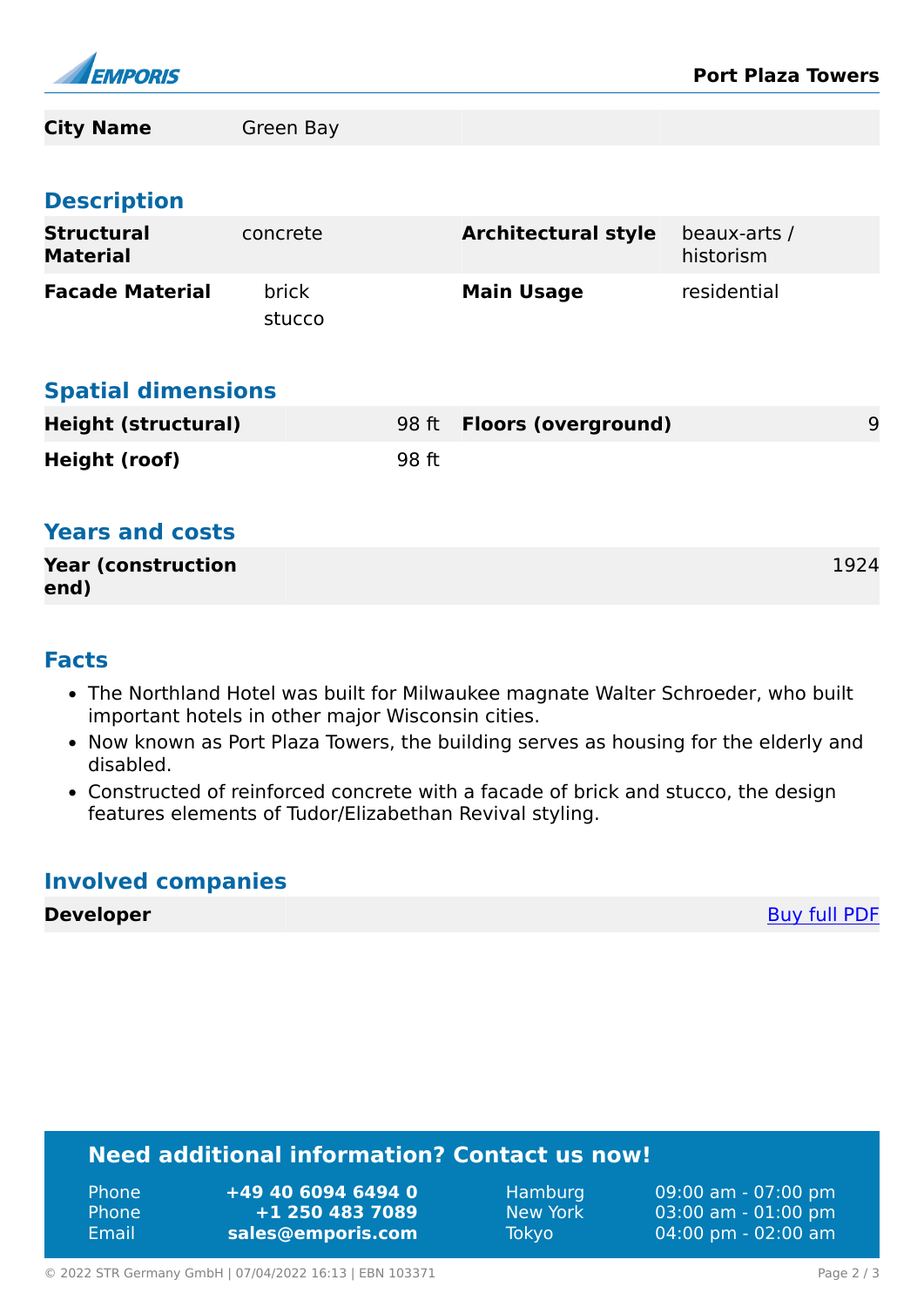| City Name | Green Bay | | |
|---|---|---|---|

## Description

| Structural Material | concrete | Architectural style | beaux-arts / historism |
|---|---|---|---|
| Facade Material | brick<br>stucco | Main Usage | residential |

## Spatial dimensions

| Height (structural) | 98 ft | Floors (overground) | 9 |
|---|---|---|---|
| Height (roof) | 98 ft | | |

## Years and costs

| Year (construction end) | 1924 |
|---|---|

## Facts

- The Northland Hotel was built for Milwaukee magnate Walter Schroeder, who built important hotels in other major Wisconsin cities.
- Now known as Port Plaza Towers, the building serves as housing for the elderly and disabled.
- Constructed of reinforced concrete with a facade of brick and stucco, the design features elements of Tudor/Elizabethan Revival styling.

## Involved companies

| Developer | Buy full PDF |
|---|---|

## Need additional information? Contact us now!

| | | | |
|---|---|---|---|
| Phone | +49 40 6094 6494 0 | Hamburg | 09:00 am - 07:00 pm |
| Phone | +1 250 483 7089 | New York | 03:00 am - 01:00 pm |
| Email | sales@emporis.com | Tokyo | 04:00 pm - 02:00 am |

© 2022 STR Germany GmbH | 07/04/2022 16:13 | EBN 103371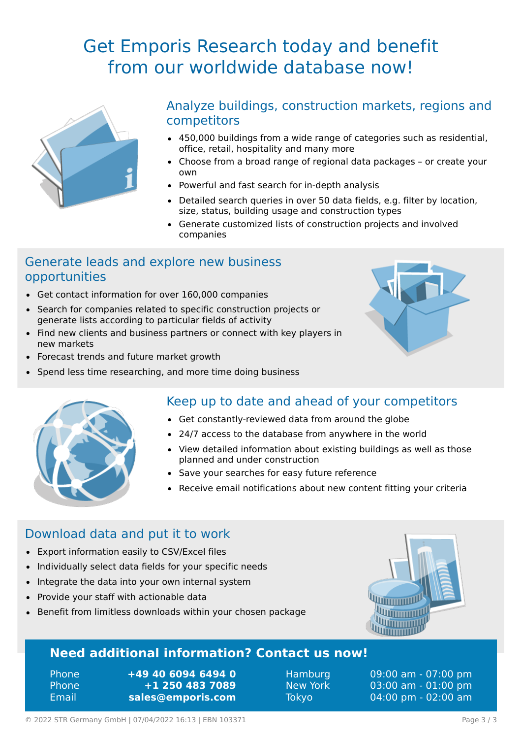# Get Emporis Research today and benefit from our worldwide database now!

## Analyze buildings, construction markets, regions and competitors

- 450,000 buildings from a wide range of categories such as residential, office, retail, hospitality and many more
- Choose from a broad range of regional data packages – or create your own
- Powerful and fast search for in-depth analysis
- Detailed search queries in over 50 data fields, e.g. filter by location, size, status, building usage and construction types
- Generate customized lists of construction projects and involved companies

## Generate leads and explore new business opportunities

- Get contact information for over 160,000 companies
- Search for companies related to specific construction projects or generate lists according to particular fields of activity
- Find new clients and business partners or connect with key players in new markets
- Forecast trends and future market growth
- Spend less time researching, and more time doing business

## Keep up to date and ahead of your competitors

- Get constantly-reviewed data from around the globe
- 24/7 access to the database from anywhere in the world
- View detailed information about existing buildings as well as those planned and under construction
- Save your searches for easy future reference
- Receive email notifications about new content fitting your criteria

## Download data and put it to work

- Export information easily to CSV/Excel files
- Individually select data fields for your specific needs
- Integrate the data into your own internal system
- Provide your staff with actionable data
- Benefit from limitless downloads within your chosen package

### Need additional information? Contact us now!

| | | | |
|---|---|---|---|
| Phone | **+49 40 6094 6494 0** | Hamburg | 09:00 am - 07:00 pm |
| Phone | **+1 250 483 7089** | New York | 03:00 am - 01:00 pm |
| Email | **sales@emporis.com** | Tokyo | 04:00 pm - 02:00 am |

© 2022 STR Germany GmbH | 07/04/2022 16:13 | EBN 103371